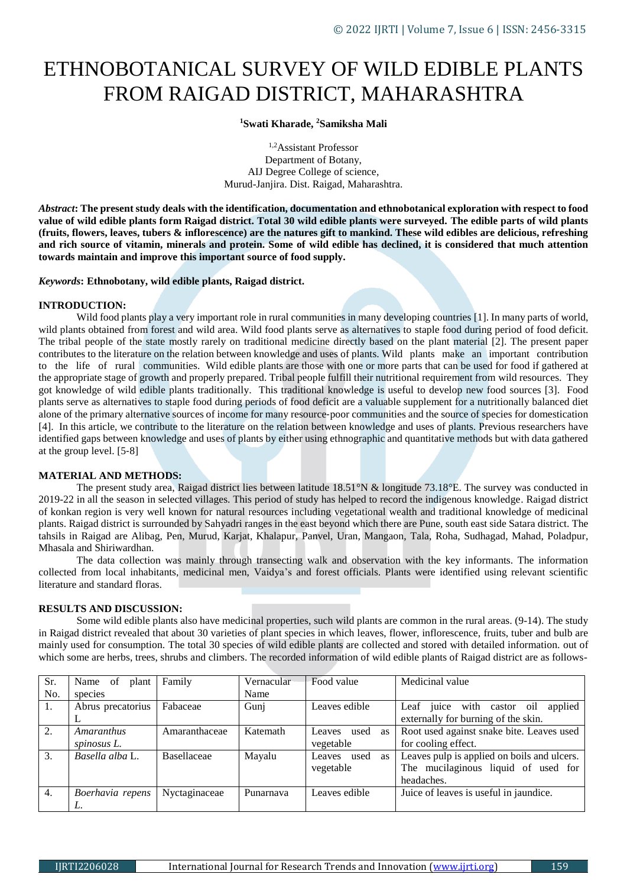# ETHNOBOTANICAL SURVEY OF WILD EDIBLE PLANTS FROM RAIGAD DISTRICT, MAHARASHTRA

**[1]Swati Kharade, [2]Samiksha Mali**

[1,2]Assistant Professor
Department of Botany,
AIJ Degree College of science,
Murud-Janjira. Dist. Raigad, Maharashtra.

***Abstract*: The present study deals with the identification, documentation and ethnobotanical exploration with respect to food value of wild edible plants form Raigad district. Total 30 wild edible plants were surveyed. The edible parts of wild plants (fruits, flowers, leaves, tubers & inflorescence) are the natures gift to mankind. These wild edibles are delicious, refreshing and rich source of vitamin, minerals and protein. Some of wild edible has declined, it is considered that much attention towards maintain and improve this important source of food supply.**

***Keywords*: Ethnobotany, wild edible plants, Raigad district.**

## INTRODUCTION:

Wild food plants play a very important role in rural communities in many developing countries [1]. In many parts of world, wild plants obtained from forest and wild area. Wild food plants serve as alternatives to staple food during period of food deficit. The tribal people of the state mostly rarely on traditional medicine directly based on the plant material [2]. The present paper contributes to the literature on the relation between knowledge and uses of plants. Wild plants make an important contribution to the life of rural communities. Wild edible plants are those with one or more parts that can be used for food if gathered at the appropriate stage of growth and properly prepared. Tribal people fulfill their nutritional requirement from wild resources. They got knowledge of wild edible plants traditionally. This traditional knowledge is useful to develop new food sources [3]. Food plants serve as alternatives to staple food during periods of food deficit are a valuable supplement for a nutritionally balanced diet alone of the primary alternative sources of income for many resource-poor communities and the source of species for domestication [4]. In this article, we contribute to the literature on the relation between knowledge and uses of plants. Previous researchers have identified gaps between knowledge and uses of plants by either using ethnographic and quantitative methods but with data gathered at the group level. [5-8]

## MATERIAL AND METHODS:

The present study area, Raigad district lies between latitude 18.51°N & longitude 73.18°E. The survey was conducted in 2019-22 in all the season in selected villages. This period of study has helped to record the indigenous knowledge. Raigad district of konkan region is very well known for natural resources including vegetational wealth and traditional knowledge of medicinal plants. Raigad district is surrounded by Sahyadri ranges in the east beyond which there are Pune, south east side Satara district. The tahsils in Raigad are Alibag, Pen, Murud, Karjat, Khalapur, Panvel, Uran, Mangaon, Tala, Roha, Sudhagad, Mahad, Poladpur, Mhasala and Shiriwardhan.

The data collection was mainly through transecting walk and observation with the key informants. The information collected from local inhabitants, medicinal men, Vaidya's and forest officials. Plants were identified using relevant scientific literature and standard floras.

## RESULTS AND DISCUSSION:

Some wild edible plants also have medicinal properties, such wild plants are common in the rural areas. (9-14). The study in Raigad district revealed that about 30 varieties of plant species in which leaves, flower, inflorescence, fruits, tuber and bulb are mainly used for consumption. The total 30 species of wild edible plants are collected and stored with detailed information. out of which some are herbs, trees, shrubs and climbers. The recorded information of wild edible plants of Raigad district are as follows-

| Sr. No. | Name of plant species | Family | Vernacular Name | Food value | Medicinal value |
|---|---|---|---|---|---|
| 1. | Abrus precatorius L | Fabaceae | Gunj | Leaves edible | Leaf juice with castor oil applied externally for burning of the skin. |
| 2. | *Amaranthus spinosus L.* | Amaranthaceae | Katemath | Leaves used as vegetable | Root used against snake bite. Leaves used for cooling effect. |
| 3. | *Basella alba* L. | Basellaceae | Mayalu | Leaves used as vegetable | Leaves pulp is applied on boils and ulcers. The mucilaginous liquid of used for headaches. |
| 4. | *Boerhavia repens L.* | Nyctaginaceae | Punarnava | Leaves edible | Juice of leaves is useful in jaundice. |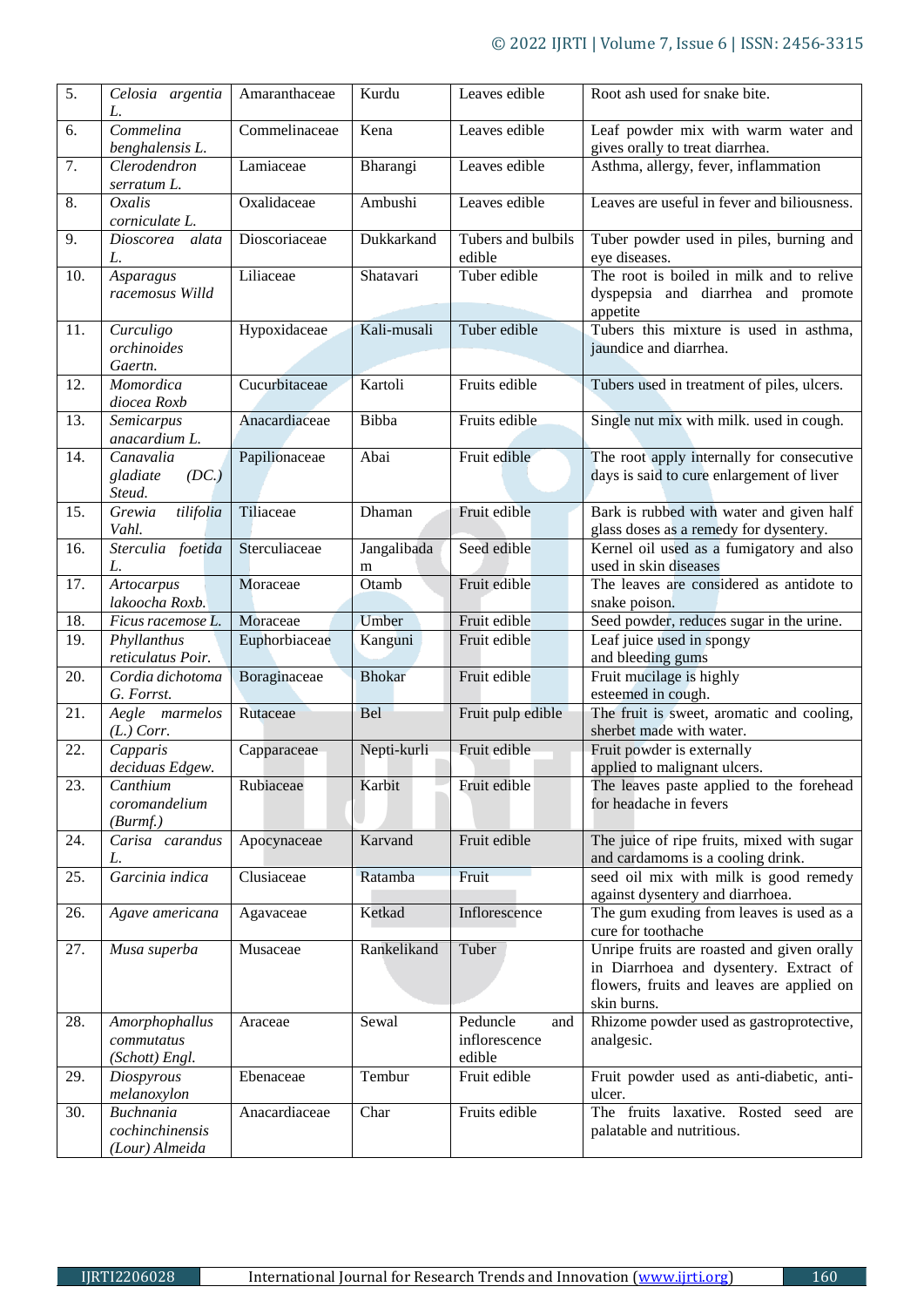| 5. | *Celosia argentia L.* | Amaranthaceae | Kurdu | Leaves edible | Root ash used for snake bite. |
|---|---|---|---|---|---|
| 6. | *Commelina benghalensis L.* | Commelinaceae | Kena | Leaves edible | Leaf powder mix with warm water and gives orally to treat diarrhea. |
| 7. | *Clerodendron serratum L.* | Lamiaceae | Bharangi | Leaves edible | Asthma, allergy, fever, inflammation |
| 8. | *Oxalis corniculate L.* | Oxalidaceae | Ambushi | Leaves edible | Leaves are useful in fever and biliousness. |
| 9. | *Dioscorea alata L.* | Dioscoriaceae | Dukkarkand | Tubers and bulbils edible | Tuber powder used in piles, burning and eye diseases. |
| 10. | *Asparagus racemosus Willd* | Liliaceae | Shatavari | Tuber edible | The root is boiled in milk and to relive dyspepsia and diarrhea and promote appetite |
| 11. | *Curculigo orchinoides Gaertn.* | Hypoxidaceae | Kali-musali | Tuber edible | Tubers this mixture is used in asthma, jaundice and diarrhea. |
| 12. | *Momordica diocea Roxb* | Cucurbitaceae | Kartoli | Fruits edible | Tubers used in treatment of piles, ulcers. |
| 13. | *Semicarpus anacardium L.* | Anacardiaceae | Bibba | Fruits edible | Single nut mix with milk. used in cough. |
| 14. | *Canavalia gladiate (DC.) Steud.* | Papilionaceae | Abai | Fruit edible | The root apply internally for consecutive days is said to cure enlargement of liver |
| 15. | *Grewia tilifolia Vahl.* | Tiliaceae | Dhaman | Fruit edible | Bark is rubbed with water and given half glass doses as a remedy for dysentery. |
| 16. | *Sterculia foetida L.* | Sterculiaceae | Jangalibadam | Seed edible | Kernel oil used as a fumigatory and also used in skin diseases |
| 17. | *Artocarpus lakoocha Roxb.* | Moraceae | Otamb | Fruit edible | The leaves are considered as antidote to snake poison. |
| 18. | *Ficus racemose L.* | Moraceae | Umber | Fruit edible | Seed powder, reduces sugar in the urine. |
| 19. | *Phyllanthus reticulatus Poir.* | Euphorbiaceae | Kanguni | Fruit edible | Leaf juice used in spongy and bleeding gums |
| 20. | *Cordia dichotoma G. Forrst.* | Boraginaceae | Bhokar | Fruit edible | Fruit mucilage is highly esteemed in cough. |
| 21. | *Aegle marmelos (L.) Corr.* | Rutaceae | Bel | Fruit pulp edible | The fruit is sweet, aromatic and cooling, sherbet made with water. |
| 22. | *Capparis deciduas Edgew.* | Capparaceae | Nepti-kurli | Fruit edible | Fruit powder is externally applied to malignant ulcers. |
| 23. | *Canthium coromandelium (Burmf.)* | Rubiaceae | Karbit | Fruit edible | The leaves paste applied to the forehead for headache in fevers |
| 24. | *Carisa carandus L.* | Apocynaceae | Karvand | Fruit edible | The juice of ripe fruits, mixed with sugar and cardamoms is a cooling drink. |
| 25. | *Garcinia indica* | Clusiaceae | Ratamba | Fruit | seed oil mix with milk is good remedy against dysentery and diarrhoea. |
| 26. | *Agave americana* | Agavaceae | Ketkad | Inflorescence | The gum exuding from leaves is used as a cure for toothache |
| 27. | *Musa superba* | Musaceae | Rankelikand | Tuber | Unripe fruits are roasted and given orally in Diarrhoea and dysentery. Extract of flowers, fruits and leaves are applied on skin burns. |
| 28. | *Amorphophallus commutatus (Schott) Engl.* | Araceae | Sewal | Peduncle and inflorescence edible | Rhizome powder used as gastroprotective, analgesic. |
| 29. | *Diospyrous melanoxylon* | Ebenaceae | Tembur | Fruit edible | Fruit powder used as anti-diabetic, anti-ulcer. |
| 30. | *Buchnania cochinchinensis (Lour) Almeida* | Anacardiaceae | Char | Fruits edible | The fruits laxative. Rosted seed are palatable and nutritious. |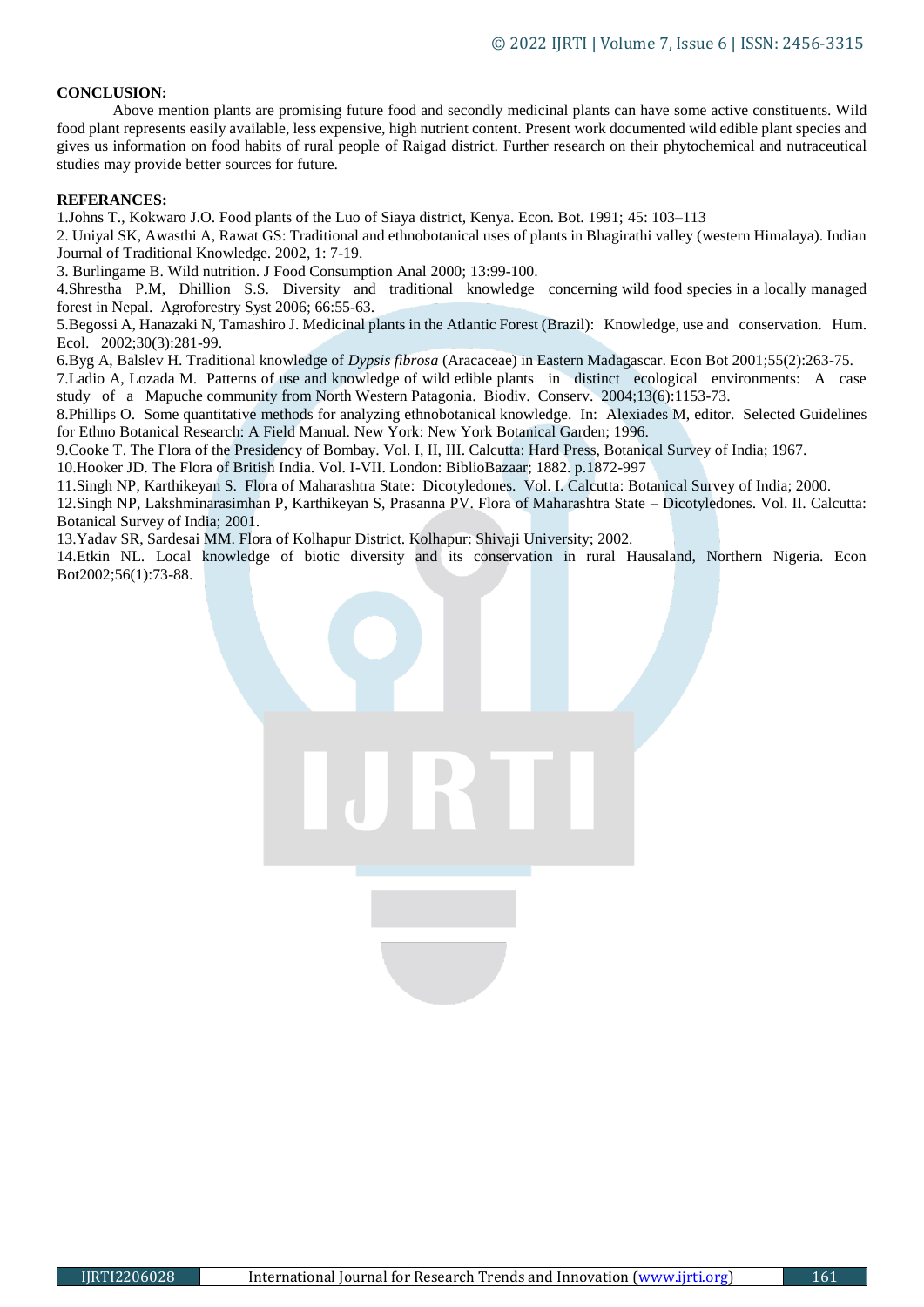**CONCLUSION:**

Above mention plants are promising future food and secondly medicinal plants can have some active constituents. Wild food plant represents easily available, less expensive, high nutrient content. Present work documented wild edible plant species and gives us information on food habits of rural people of Raigad district. Further research on their phytochemical and nutraceutical studies may provide better sources for future.

**REFERANCES:**

1.Johns T., Kokwaro J.O. Food plants of the Luo of Siaya district, Kenya. Econ. Bot. 1991; 45: 103–113

2. Uniyal SK, Awasthi A, Rawat GS: Traditional and ethnobotanical uses of plants in Bhagirathi valley (western Himalaya). Indian Journal of Traditional Knowledge. 2002, 1: 7-19.

3. Burlingame B. Wild nutrition. J Food Consumption Anal 2000; 13:99-100.

4.Shrestha P.M, Dhillion S.S. Diversity and traditional knowledge concerning wild food species in a locally managed forest in Nepal. Agroforestry Syst 2006; 66:55-63.

5.Begossi A, Hanazaki N, Tamashiro J. Medicinal plants in the Atlantic Forest (Brazil): Knowledge, use and conservation. Hum. Ecol. 2002;30(3):281-99.

6.Byg A, Balslev H. Traditional knowledge of *Dypsis fibrosa* (Aracaceae) in Eastern Madagascar. Econ Bot 2001;55(2):263-75.

7.Ladio A, Lozada M. Patterns of use and knowledge of wild edible plants in distinct ecological environments: A case study of a Mapuche community from North Western Patagonia. Biodiv. Conserv. 2004;13(6):1153-73.

8.Phillips O. Some quantitative methods for analyzing ethnobotanical knowledge. In: Alexiades M, editor. Selected Guidelines for Ethno Botanical Research: A Field Manual. New York: New York Botanical Garden; 1996.

9.Cooke T. The Flora of the Presidency of Bombay. Vol. I, II, III. Calcutta: Hard Press, Botanical Survey of India; 1967.

10.Hooker JD. The Flora of British India. Vol. I-VII. London: BiblioBazaar; 1882. p.1872-997

11.Singh NP, Karthikeyan S. Flora of Maharashtra State: Dicotyledones. Vol. I. Calcutta: Botanical Survey of India; 2000.

12.Singh NP, Lakshminarasimhan P, Karthikeyan S, Prasanna PV. Flora of Maharashtra State – Dicotyledones. Vol. II. Calcutta: Botanical Survey of India; 2001.

13.Yadav SR, Sardesai MM. Flora of Kolhapur District. Kolhapur: Shivaji University; 2002.

14.Etkin NL. Local knowledge of biotic diversity and its conservation in rural Hausaland, Northern Nigeria. Econ Bot2002;56(1):73-88.